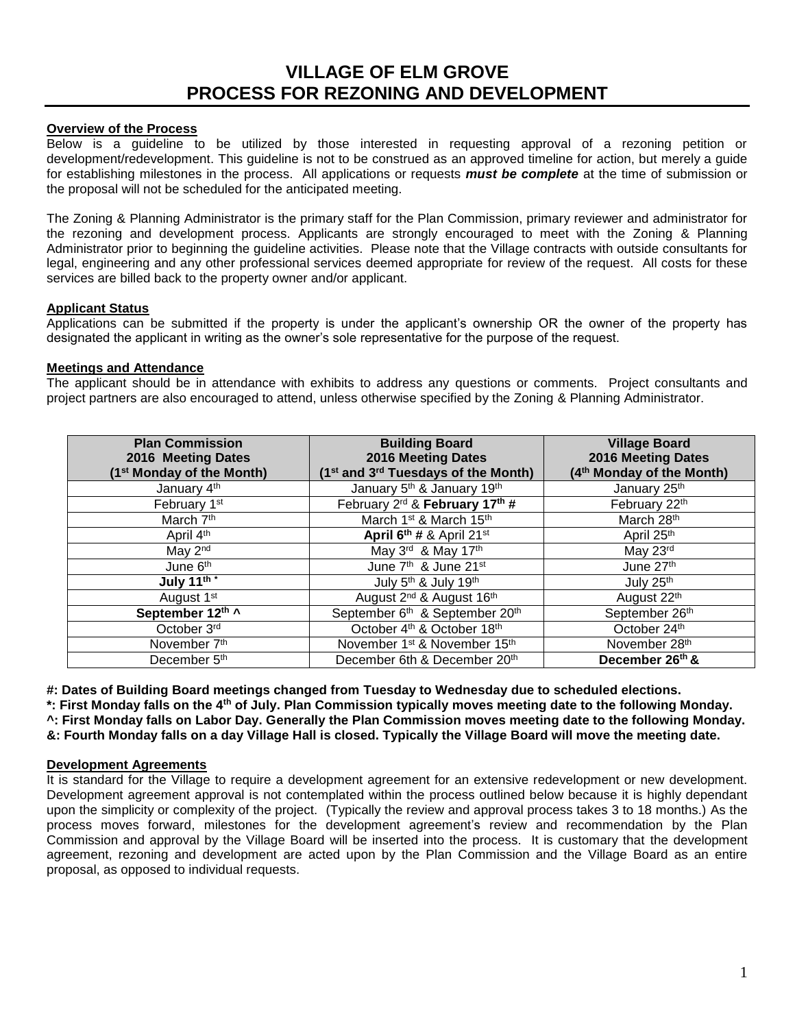# VILLAGE OF ELM GROVE
# PROCESS FOR REZONING AND DEVELOPMENT

**Overview of the Process**

Below is a guideline to be utilized by those interested in requesting approval of a rezoning petition or development/redevelopment. This guideline is not to be construed as an approved timeline for action, but merely a guide for establishing milestones in the process. All applications or requests ***must be complete*** at the time of submission or the proposal will not be scheduled for the anticipated meeting.

The Zoning & Planning Administrator is the primary staff for the Plan Commission, primary reviewer and administrator for the rezoning and development process. Applicants are strongly encouraged to meet with the Zoning & Planning Administrator prior to beginning the guideline activities. Please note that the Village contracts with outside consultants for legal, engineering and any other professional services deemed appropriate for review of the request. All costs for these services are billed back to the property owner and/or applicant.

**Applicant Status**

Applications can be submitted if the property is under the applicant's ownership OR the owner of the property has designated the applicant in writing as the owner's sole representative for the purpose of the request.

**Meetings and Attendance**

The applicant should be in attendance with exhibits to address any questions or comments. Project consultants and project partners are also encouraged to attend, unless otherwise specified by the Zoning & Planning Administrator.

| **Plan Commission 2016 Meeting Dates (1st Monday of the Month)** | **Building Board 2016 Meeting Dates (1st and 3rd Tuesdays of the Month)** | **Village Board 2016 Meeting Dates (4th Monday of the Month)** |
|---|---|---|
| January 4th | January 5th & January 19th | January 25th |
| February 1st | February 2nd & **February 17th #** | February 22th |
| March 7th | March 1st & March 15th | March 28th |
| April 4th | **April 6th #** & April 21st | April 25th |
| May 2nd | May 3rd & May 17th | May 23rd |
| June 6th | June 7th & June 21st | June 27th |
| **July 11th \*** | July 5th & July 19th | July 25th |
| August 1st | August 2nd & August 16th | August 22th |
| **September 12th ^** | September 6th & September 20th | September 26th |
| October 3rd | October 4th & October 18th | October 24th |
| November 7th | November 1st & November 15th | November 28th |
| December 5th | December 6th & December 20th | **December 26th &** |

**#: Dates of Building Board meetings changed from Tuesday to Wednesday due to scheduled elections.**

**\*: First Monday falls on the 4th of July. Plan Commission typically moves meeting date to the following Monday.**

**^: First Monday falls on Labor Day. Generally the Plan Commission moves meeting date to the following Monday.**

**&: Fourth Monday falls on a day Village Hall is closed. Typically the Village Board will move the meeting date.**

**Development Agreements**

It is standard for the Village to require a development agreement for an extensive redevelopment or new development. Development agreement approval is not contemplated within the process outlined below because it is highly dependant upon the simplicity or complexity of the project. (Typically the review and approval process takes 3 to 18 months.) As the process moves forward, milestones for the development agreement's review and recommendation by the Plan Commission and approval by the Village Board will be inserted into the process. It is customary that the development agreement, rezoning and development are acted upon by the Plan Commission and the Village Board as an entire proposal, as opposed to individual requests.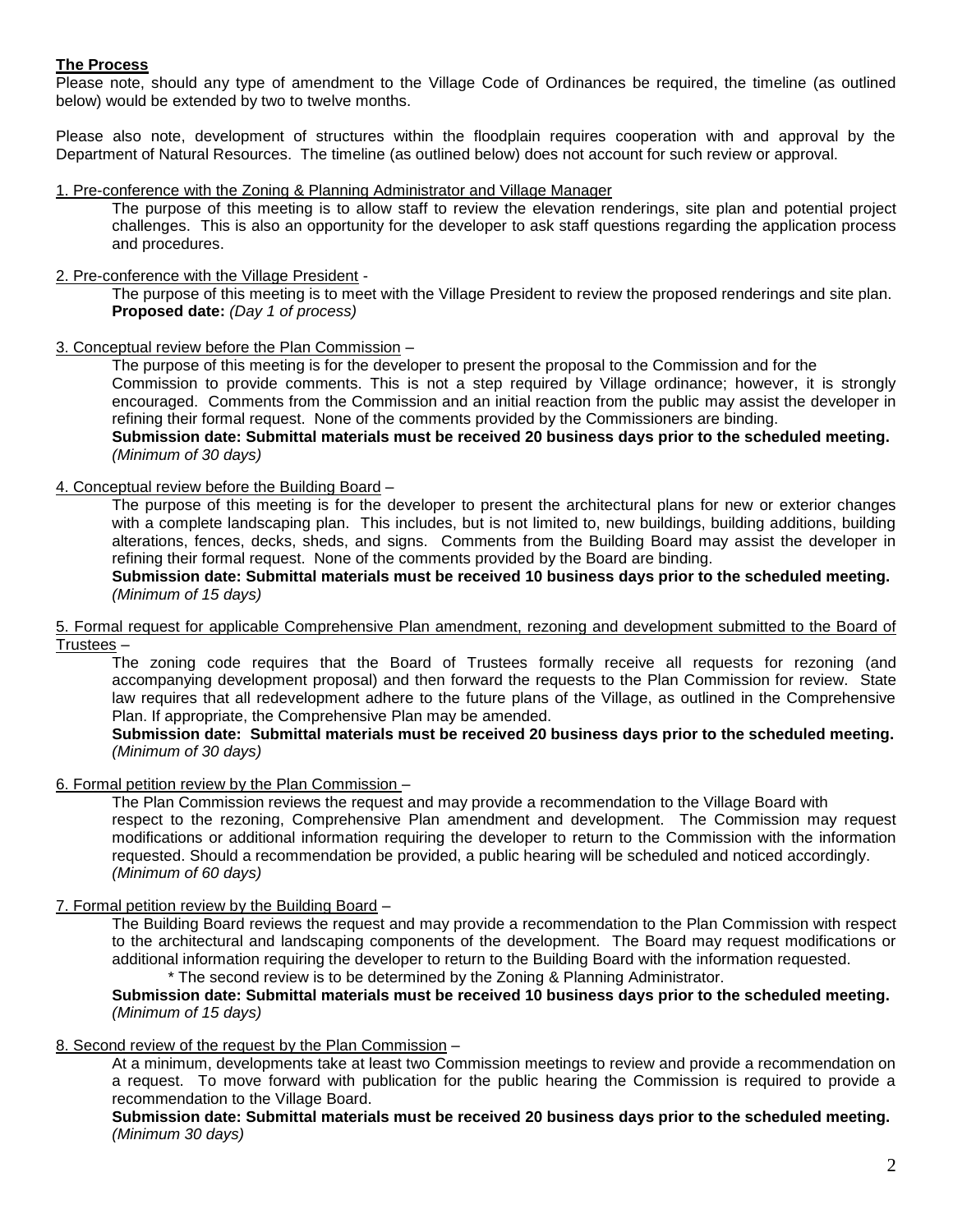**The Process**

Please note, should any type of amendment to the Village Code of Ordinances be required, the timeline (as outlined below) would be extended by two to twelve months.

Please also note, development of structures within the floodplain requires cooperation with and approval by the Department of Natural Resources. The timeline (as outlined below) does not account for such review or approval.

1. Pre-conference with the Zoning & Planning Administrator and Village Manager

    The purpose of this meeting is to allow staff to review the elevation renderings, site plan and potential project challenges. This is also an opportunity for the developer to ask staff questions regarding the application process and procedures.

2. Pre-conference with the Village President -

    The purpose of this meeting is to meet with the Village President to review the proposed renderings and site plan.
    **Proposed date:** *(Day 1 of process)*

3. Conceptual review before the Plan Commission –

    The purpose of this meeting is for the developer to present the proposal to the Commission and for the Commission to provide comments. This is not a step required by Village ordinance; however, it is strongly encouraged. Comments from the Commission and an initial reaction from the public may assist the developer in refining their formal request. None of the comments provided by the Commissioners are binding.
    **Submission date: Submittal materials must be received 20 business days prior to the scheduled meeting.** *(Minimum of 30 days)*

4. Conceptual review before the Building Board –

    The purpose of this meeting is for the developer to present the architectural plans for new or exterior changes with a complete landscaping plan. This includes, but is not limited to, new buildings, building additions, building alterations, fences, decks, sheds, and signs. Comments from the Building Board may assist the developer in refining their formal request. None of the comments provided by the Board are binding.
    **Submission date: Submittal materials must be received 10 business days prior to the scheduled meeting.** *(Minimum of 15 days)*

5. Formal request for applicable Comprehensive Plan amendment, rezoning and development submitted to the Board of Trustees –

    The zoning code requires that the Board of Trustees formally receive all requests for rezoning (and accompanying development proposal) and then forward the requests to the Plan Commission for review. State law requires that all redevelopment adhere to the future plans of the Village, as outlined in the Comprehensive Plan. If appropriate, the Comprehensive Plan may be amended.
    **Submission date: Submittal materials must be received 20 business days prior to the scheduled meeting.** *(Minimum of 30 days)*

6. Formal petition review by the Plan Commission –

    The Plan Commission reviews the request and may provide a recommendation to the Village Board with respect to the rezoning, Comprehensive Plan amendment and development. The Commission may request modifications or additional information requiring the developer to return to the Commission with the information requested. Should a recommendation be provided, a public hearing will be scheduled and noticed accordingly.
    *(Minimum of 60 days)*

7. Formal petition review by the Building Board –

    The Building Board reviews the request and may provide a recommendation to the Plan Commission with respect to the architectural and landscaping components of the development. The Board may request modifications or additional information requiring the developer to return to the Building Board with the information requested.
    * The second review is to be determined by the Zoning & Planning Administrator.
    **Submission date: Submittal materials must be received 10 business days prior to the scheduled meeting.** *(Minimum of 15 days)*

8. Second review of the request by the Plan Commission –

    At a minimum, developments take at least two Commission meetings to review and provide a recommendation on a request. To move forward with publication for the public hearing the Commission is required to provide a recommendation to the Village Board.
    **Submission date: Submittal materials must be received 20 business days prior to the scheduled meeting.** *(Minimum 30 days)*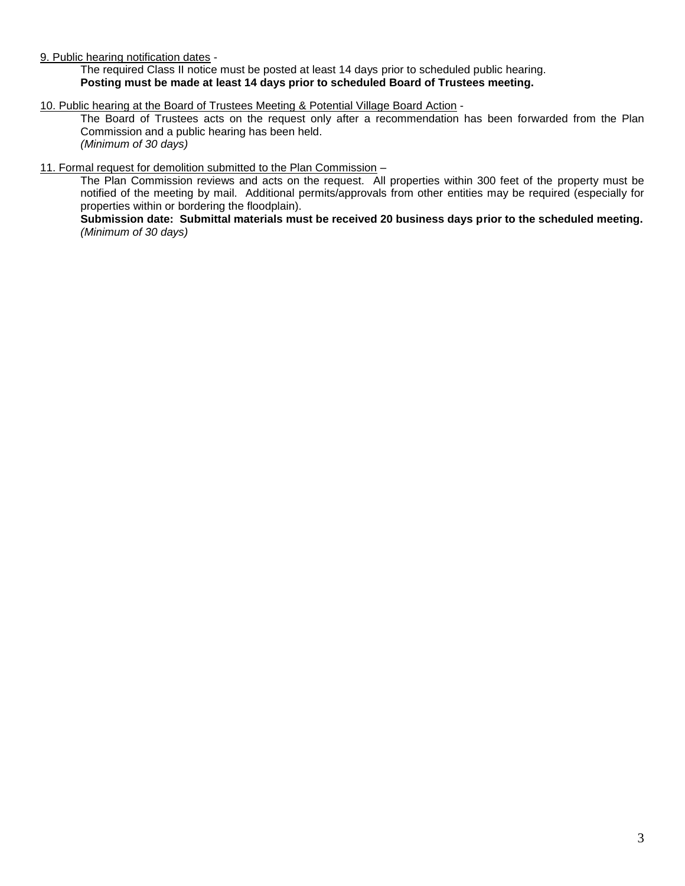<u>9. Public hearing notification dates</u> -

The required Class II notice must be posted at least 14 days prior to scheduled public hearing.
**Posting must be made at least 14 days prior to scheduled Board of Trustees meeting.**

<u>10. Public hearing at the Board of Trustees Meeting & Potential Village Board Action</u> -

The Board of Trustees acts on the request only after a recommendation has been forwarded from the Plan Commission and a public hearing has been held.
*(Minimum of 30 days)*

<u>11. Formal request for demolition submitted to the Plan Commission</u> –

The Plan Commission reviews and acts on the request. All properties within 300 feet of the property must be notified of the meeting by mail. Additional permits/approvals from other entities may be required (especially for properties within or bordering the floodplain).
**Submission date: Submittal materials must be received 20 business days prior to the scheduled meeting.**
*(Minimum of 30 days)*